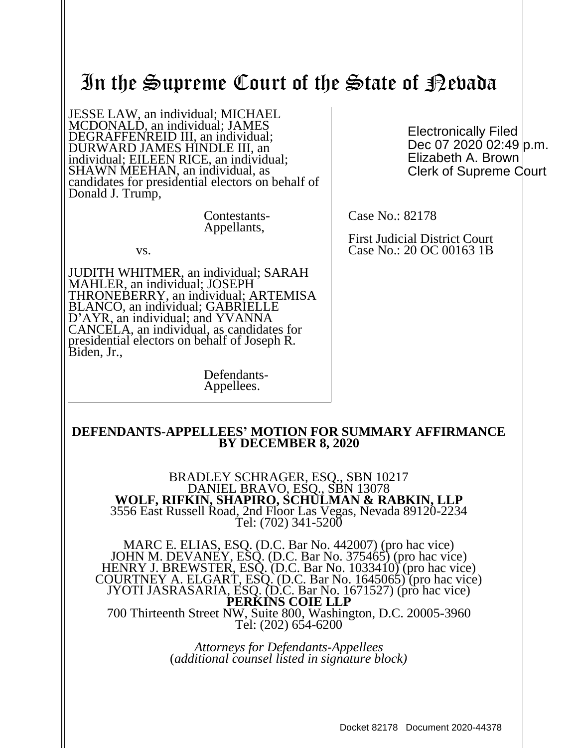# In the Supreme Court of the State of Nevada

JESSE LAW, an individual; MICHAEL MCDONALD, an individual; JAMES DEGRAFFENREID III, an individual; DURWARD JAMES HINDLE III, an individual; EILEEN RICE, an individual; SHAWN MEEHAN, an individual, as candidates for presidential electors on behalf of Donald J. Trump,

Contestants-Appellants,

vs.

JUDITH WHITMER, an individual; SARAH MAHLER, an individual; JOSEPH THRONEBERRY, an individual; ARTEMISA BLANCO, an individual; GABRIELLE D'AYR, an individual; and YVANNA CANCELA, an individual, as candidates for presidential electors on behalf of Joseph R. Biden, Jr.,

Defendants-Appellees.

Electronically Filed
Dec 07 2020 02:49 p.m.
Elizabeth A. Brown
Clerk of Supreme Court

Case No.: 82178

First Judicial District Court
Case No.: 20 OC 00163 1B

**DEFENDANTS-APPELLEES' MOTION FOR SUMMARY AFFIRMANCE BY DECEMBER 8, 2020**

BRADLEY SCHRAGER, ESQ., SBN 10217
DANIEL BRAVO, ESQ., SBN 13078
**WOLF, RIFKIN, SHAPIRO, SCHULMAN & RABKIN, LLP**
3556 East Russell Road, 2nd Floor Las Vegas, Nevada 89120-2234
Tel: (702) 341-5200

MARC E. ELIAS, ESQ. (D.C. Bar No. 442007) (pro hac vice)
JOHN M. DEVANEY, ESQ. (D.C. Bar No. 375465) (pro hac vice)
HENRY J. BREWSTER, ESQ. (D.C. Bar No. 1033410) (pro hac vice)
COURTNEY A. ELGART, ESQ. (D.C. Bar No. 1645065) (pro hac vice)
JYOTI JASRASARIA, ESQ. (D.C. Bar No. 1671527) (pro hac vice)
**PERKINS COIE LLP**
700 Thirteenth Street NW, Suite 800, Washington, D.C. 20005-3960
Tel: (202) 654-6200

*Attorneys for Defendants-Appellees*
*(additional counsel listed in signature block)*

Docket 82178 Document 2020-44378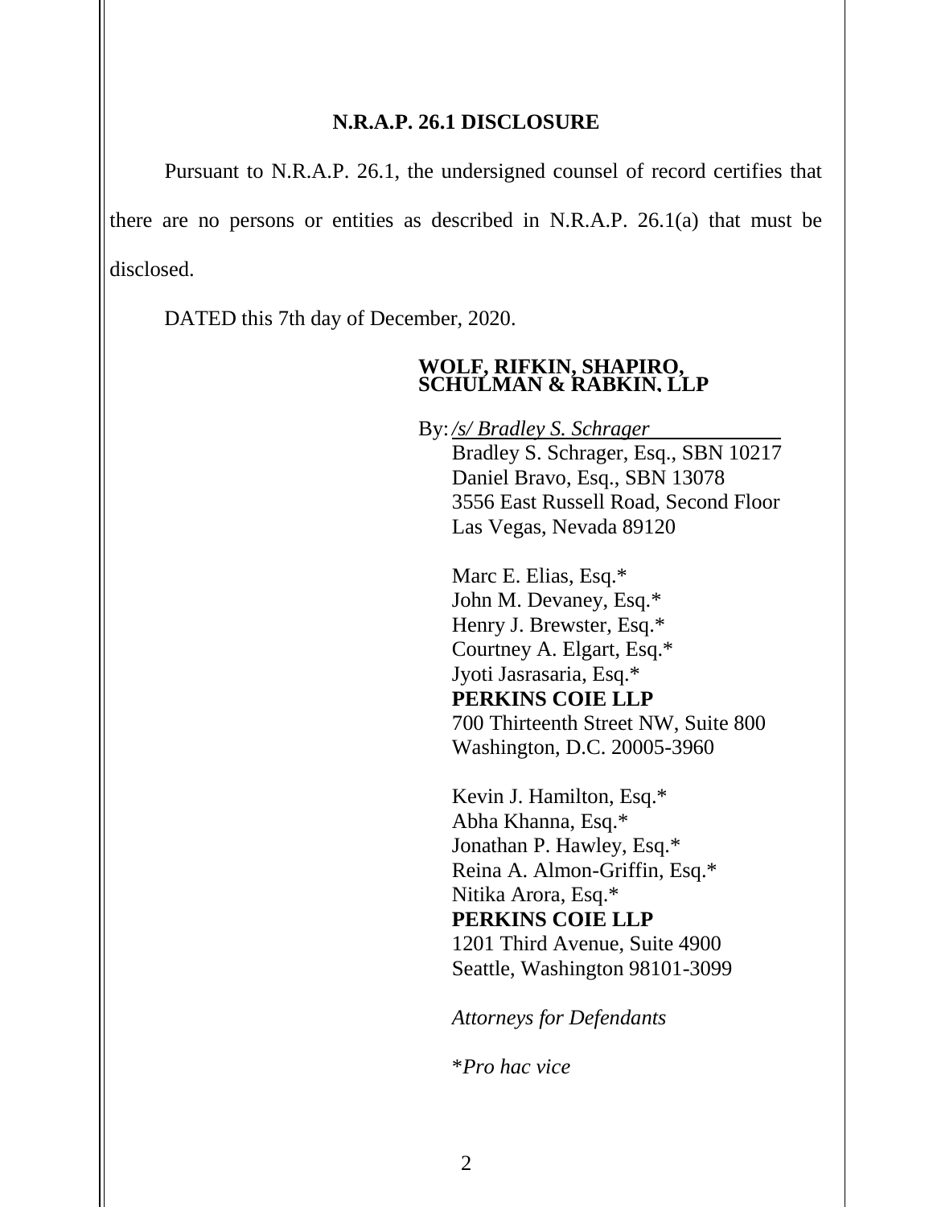## N.R.A.P. 26.1 DISCLOSURE

Pursuant to N.R.A.P. 26.1, the undersigned counsel of record certifies that there are no persons or entities as described in N.R.A.P. 26.1(a) that must be disclosed.

DATED this 7th day of December, 2020.

**WOLF, RIFKIN, SHAPIRO, SCHULMAN & RABKIN, LLP**

By: */s/ Bradley S. Schrager*
Bradley S. Schrager, Esq., SBN 10217
Daniel Bravo, Esq., SBN 13078
3556 East Russell Road, Second Floor
Las Vegas, Nevada 89120

Marc E. Elias, Esq.*
John M. Devaney, Esq.*
Henry J. Brewster, Esq.*
Courtney A. Elgart, Esq.*
Jyoti Jasrasaria, Esq.*
**PERKINS COIE LLP**
700 Thirteenth Street NW, Suite 800
Washington, D.C. 20005-3960

Kevin J. Hamilton, Esq.*
Abha Khanna, Esq.*
Jonathan P. Hawley, Esq.*
Reina A. Almon-Griffin, Esq.*
Nitika Arora, Esq.*
**PERKINS COIE LLP**
1201 Third Avenue, Suite 4900
Seattle, Washington 98101-3099

*Attorneys for Defendants*

**Pro hac vice*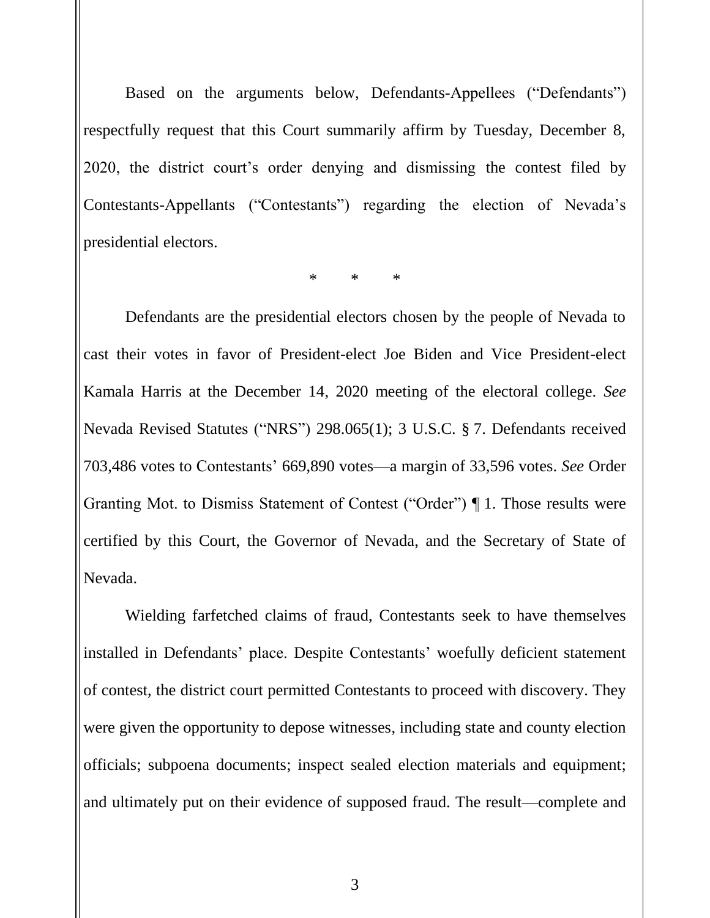Based on the arguments below, Defendants-Appellees ("Defendants") respectfully request that this Court summarily affirm by Tuesday, December 8, 2020, the district court's order denying and dismissing the contest filed by Contestants-Appellants ("Contestants") regarding the election of Nevada's presidential electors.

\*   \*   \*

Defendants are the presidential electors chosen by the people of Nevada to cast their votes in favor of President-elect Joe Biden and Vice President-elect Kamala Harris at the December 14, 2020 meeting of the electoral college. *See* Nevada Revised Statutes ("NRS") 298.065(1); 3 U.S.C. § 7. Defendants received 703,486 votes to Contestants' 669,890 votes—a margin of 33,596 votes. *See* Order Granting Mot. to Dismiss Statement of Contest ("Order") ¶ 1. Those results were certified by this Court, the Governor of Nevada, and the Secretary of State of Nevada.

Wielding farfetched claims of fraud, Contestants seek to have themselves installed in Defendants' place. Despite Contestants' woefully deficient statement of contest, the district court permitted Contestants to proceed with discovery. They were given the opportunity to depose witnesses, including state and county election officials; subpoena documents; inspect sealed election materials and equipment; and ultimately put on their evidence of supposed fraud. The result—complete and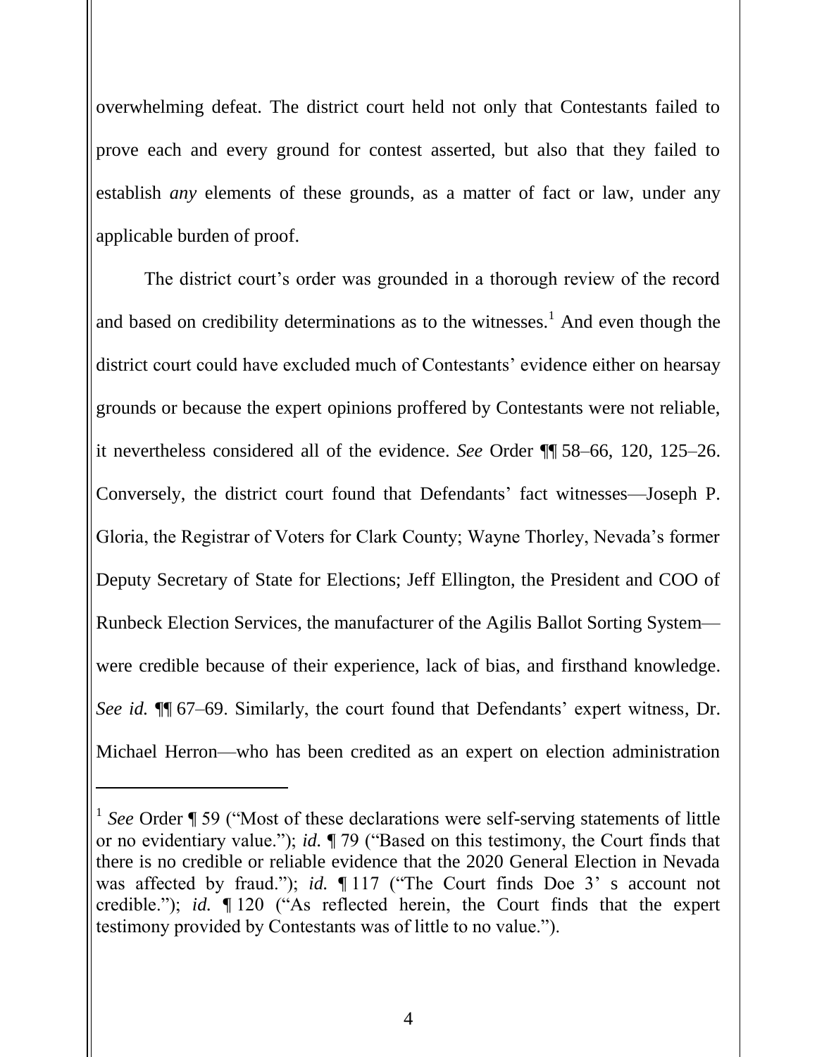overwhelming defeat. The district court held not only that Contestants failed to prove each and every ground for contest asserted, but also that they failed to establish *any* elements of these grounds, as a matter of fact or law, under any applicable burden of proof.

The district court's order was grounded in a thorough review of the record and based on credibility determinations as to the witnesses.[1] And even though the district court could have excluded much of Contestants' evidence either on hearsay grounds or because the expert opinions proffered by Contestants were not reliable, it nevertheless considered all of the evidence. *See* Order ¶¶ 58–66, 120, 125–26. Conversely, the district court found that Defendants' fact witnesses—Joseph P. Gloria, the Registrar of Voters for Clark County; Wayne Thorley, Nevada's former Deputy Secretary of State for Elections; Jeff Ellington, the President and COO of Runbeck Election Services, the manufacturer of the Agilis Ballot Sorting System—were credible because of their experience, lack of bias, and firsthand knowledge. *See id.* ¶¶ 67–69. Similarly, the court found that Defendants' expert witness, Dr. Michael Herron—who has been credited as an expert on election administration

---

[1] *See* Order ¶ 59 ("Most of these declarations were self-serving statements of little or no evidentiary value."); *id.* ¶ 79 ("Based on this testimony, the Court finds that there is no credible or reliable evidence that the 2020 General Election in Nevada was affected by fraud."); *id.* ¶ 117 ("The Court finds Doe 3' s account not credible."); *id.* ¶ 120 ("As reflected herein, the Court finds that the expert testimony provided by Contestants was of little to no value.").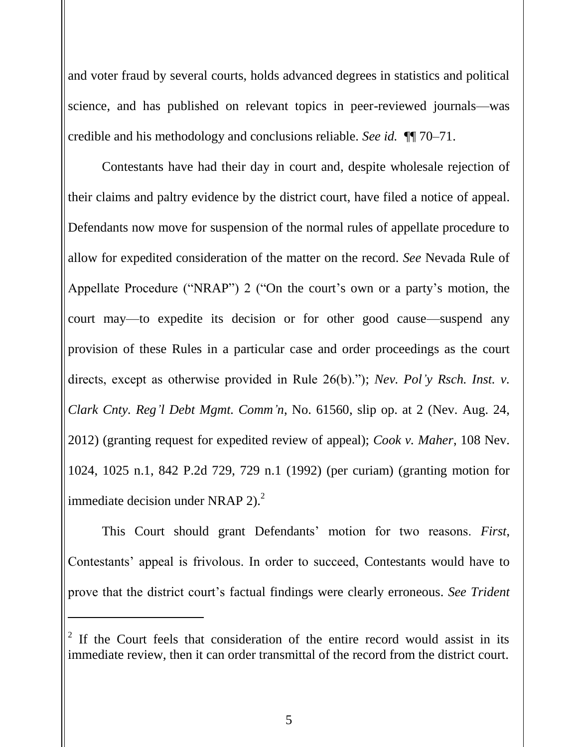and voter fraud by several courts, holds advanced degrees in statistics and political science, and has published on relevant topics in peer-reviewed journals—was credible and his methodology and conclusions reliable. *See id.* ¶¶ 70–71.

Contestants have had their day in court and, despite wholesale rejection of their claims and paltry evidence by the district court, have filed a notice of appeal. Defendants now move for suspension of the normal rules of appellate procedure to allow for expedited consideration of the matter on the record. *See* Nevada Rule of Appellate Procedure ("NRAP") 2 ("On the court's own or a party's motion, the court may—to expedite its decision or for other good cause—suspend any provision of these Rules in a particular case and order proceedings as the court directs, except as otherwise provided in Rule 26(b)."); *Nev. Pol'y Rsch. Inst. v. Clark Cnty. Reg'l Debt Mgmt. Comm'n*, No. 61560, slip op. at 2 (Nev. Aug. 24, 2012) (granting request for expedited review of appeal); *Cook v. Maher*, 108 Nev. 1024, 1025 n.1, 842 P.2d 729, 729 n.1 (1992) (per curiam) (granting motion for immediate decision under NRAP 2).[2]

This Court should grant Defendants' motion for two reasons. *First*, Contestants' appeal is frivolous. In order to succeed, Contestants would have to prove that the district court's factual findings were clearly erroneous. *See Trident*

---

[2] If the Court feels that consideration of the entire record would assist in its immediate review, then it can order transmittal of the record from the district court.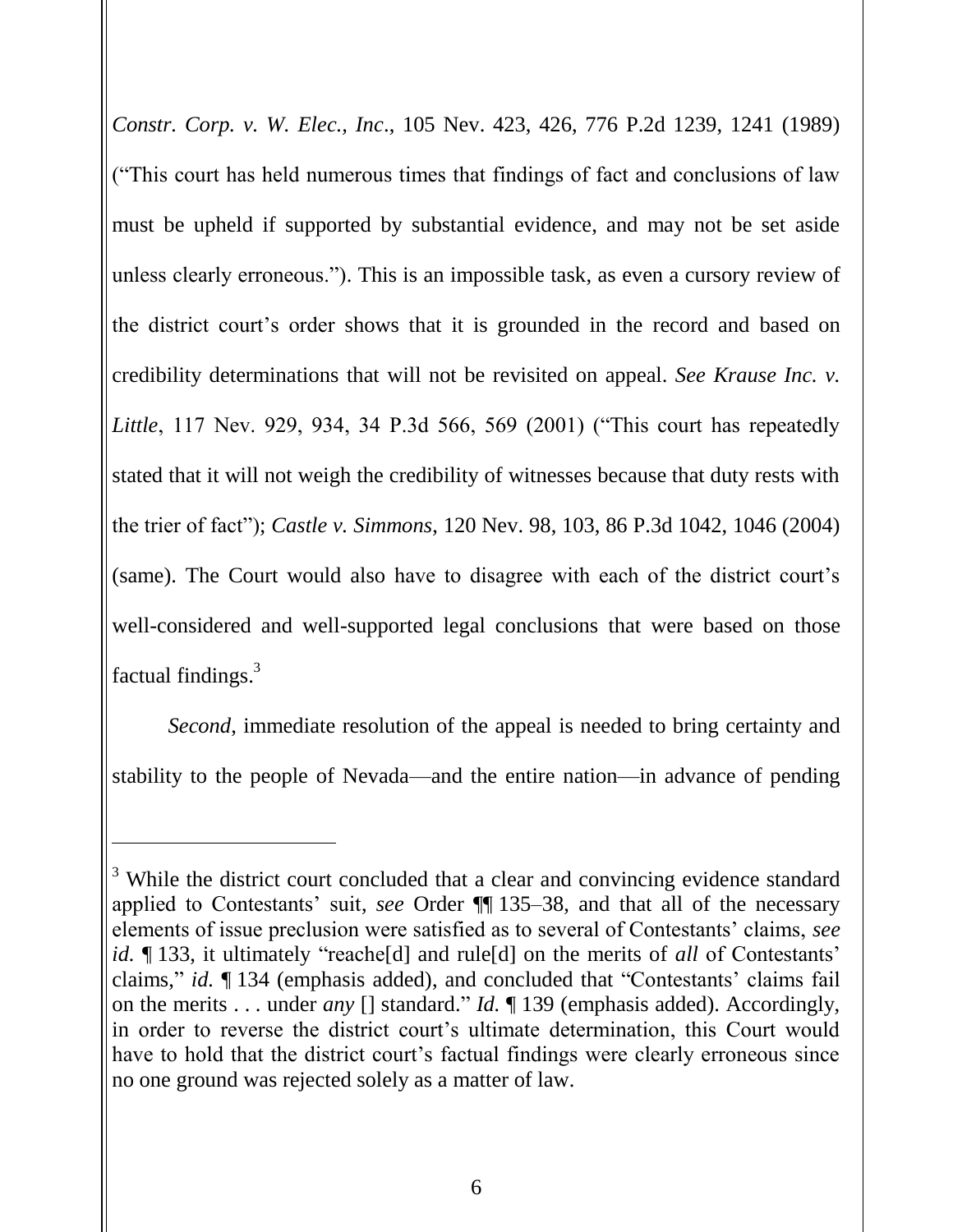*Constr. Corp. v. W. Elec., Inc*., 105 Nev. 423, 426, 776 P.2d 1239, 1241 (1989) ("This court has held numerous times that findings of fact and conclusions of law must be upheld if supported by substantial evidence, and may not be set aside unless clearly erroneous."). This is an impossible task, as even a cursory review of the district court's order shows that it is grounded in the record and based on credibility determinations that will not be revisited on appeal. *See Krause Inc. v. Little*, 117 Nev. 929, 934, 34 P.3d 566, 569 (2001) ("This court has repeatedly stated that it will not weigh the credibility of witnesses because that duty rests with the trier of fact"); *Castle v. Simmons,* 120 Nev. 98, 103, 86 P.3d 1042, 1046 (2004) (same). The Court would also have to disagree with each of the district court's well-considered and well-supported legal conclusions that were based on those factual findings.[3]

*Second*, immediate resolution of the appeal is needed to bring certainty and stability to the people of Nevada—and the entire nation—in advance of pending

---

[3] While the district court concluded that a clear and convincing evidence standard applied to Contestants' suit, *see* Order ¶¶ 135–38, and that all of the necessary elements of issue preclusion were satisfied as to several of Contestants' claims, *see id.* ¶ 133, it ultimately "reache[d] and rule[d] on the merits of *all* of Contestants' claims," *id.* ¶ 134 (emphasis added), and concluded that "Contestants' claims fail on the merits . . . under *any* [] standard." *Id.* ¶ 139 (emphasis added). Accordingly, in order to reverse the district court's ultimate determination, this Court would have to hold that the district court's factual findings were clearly erroneous since no one ground was rejected solely as a matter of law.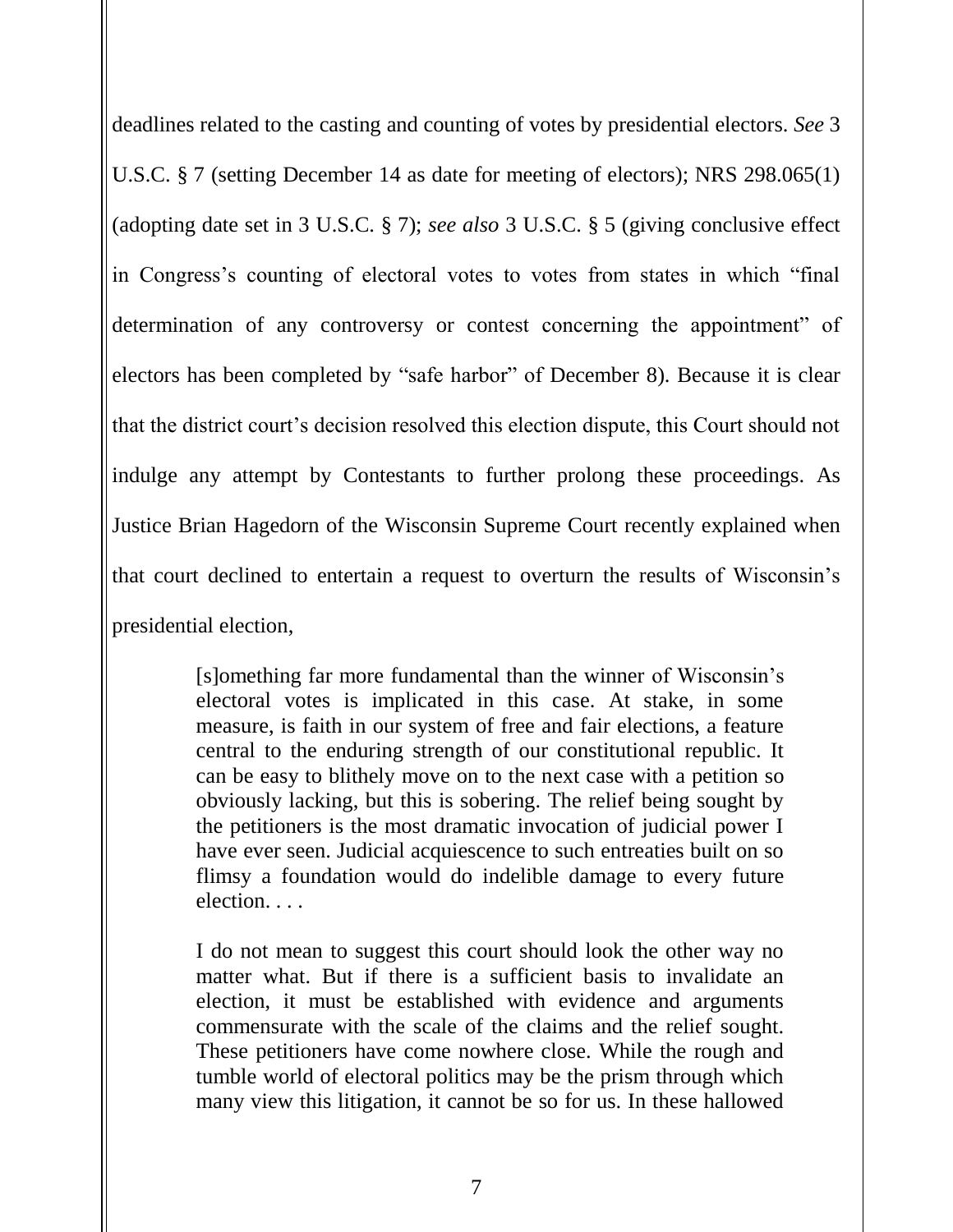deadlines related to the casting and counting of votes by presidential electors. *See* 3 U.S.C. § 7 (setting December 14 as date for meeting of electors); NRS 298.065(1) (adopting date set in 3 U.S.C. § 7); *see also* 3 U.S.C. § 5 (giving conclusive effect in Congress's counting of electoral votes to votes from states in which "final determination of any controversy or contest concerning the appointment" of electors has been completed by "safe harbor" of December 8). Because it is clear that the district court's decision resolved this election dispute, this Court should not indulge any attempt by Contestants to further prolong these proceedings. As Justice Brian Hagedorn of the Wisconsin Supreme Court recently explained when that court declined to entertain a request to overturn the results of Wisconsin's presidential election,

> [s]omething far more fundamental than the winner of Wisconsin's electoral votes is implicated in this case. At stake, in some measure, is faith in our system of free and fair elections, a feature central to the enduring strength of our constitutional republic. It can be easy to blithely move on to the next case with a petition so obviously lacking, but this is sobering. The relief being sought by the petitioners is the most dramatic invocation of judicial power I have ever seen. Judicial acquiescence to such entreaties built on so flimsy a foundation would do indelible damage to every future election. . . .
>
> I do not mean to suggest this court should look the other way no matter what. But if there is a sufficient basis to invalidate an election, it must be established with evidence and arguments commensurate with the scale of the claims and the relief sought. These petitioners have come nowhere close. While the rough and tumble world of electoral politics may be the prism through which many view this litigation, it cannot be so for us. In these hallowed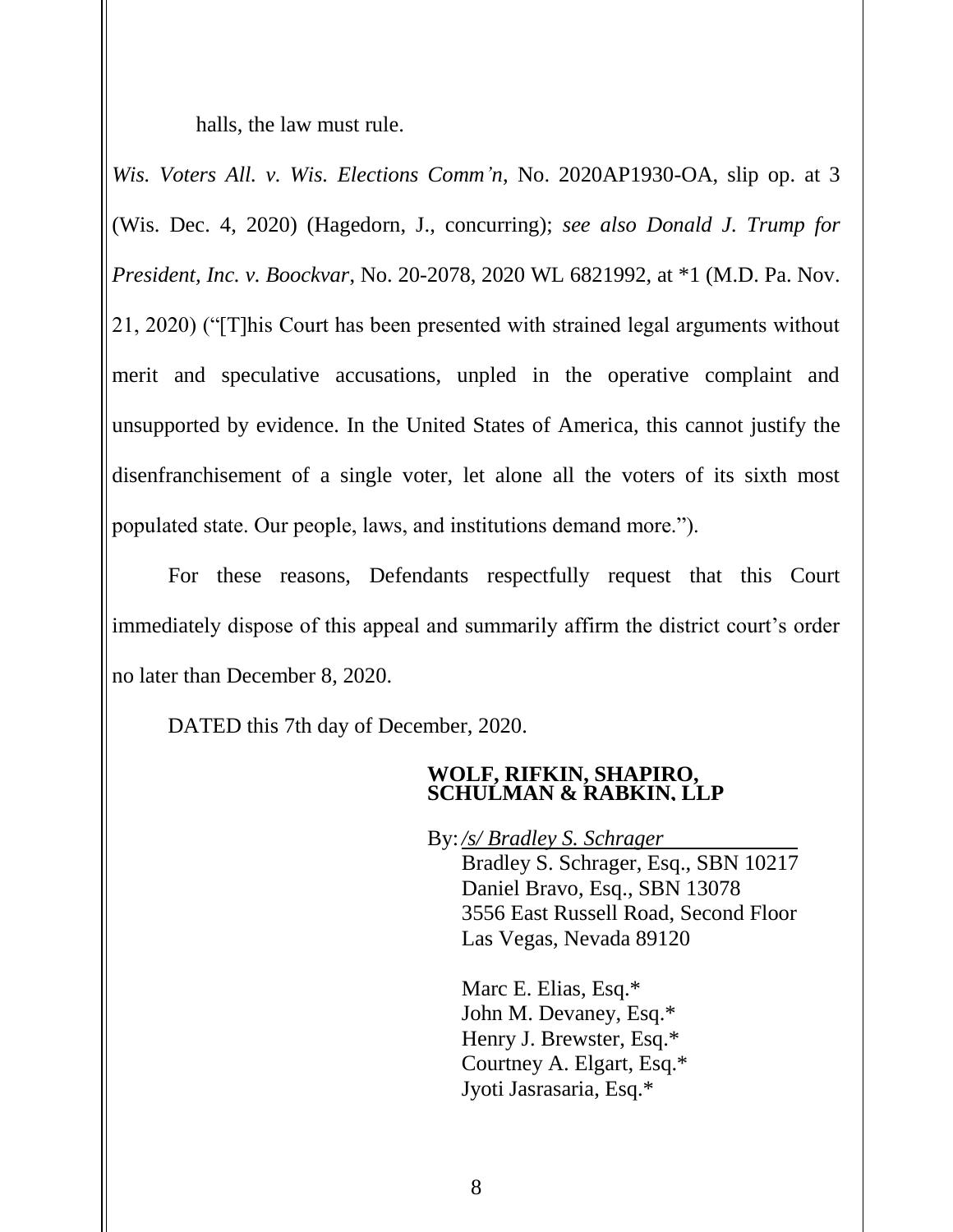halls, the law must rule.

*Wis. Voters All. v. Wis. Elections Comm'n*, No. 2020AP1930-OA, slip op. at 3 (Wis. Dec. 4, 2020) (Hagedorn, J., concurring); *see also Donald J. Trump for President, Inc. v. Boockvar*, No. 20-2078, 2020 WL 6821992, at *1 (M.D. Pa. Nov. 21, 2020) ("[T]his Court has been presented with strained legal arguments without merit and speculative accusations, unpled in the operative complaint and unsupported by evidence. In the United States of America, this cannot justify the disenfranchisement of a single voter, let alone all the voters of its sixth most populated state. Our people, laws, and institutions demand more.").

For these reasons, Defendants respectfully request that this Court immediately dispose of this appeal and summarily affirm the district court's order no later than December 8, 2020.

DATED this 7th day of December, 2020.

**WOLF, RIFKIN, SHAPIRO, SCHULMAN & RABKIN, LLP**

By: */s/ Bradley S. Schrager*
Bradley S. Schrager, Esq., SBN 10217
Daniel Bravo, Esq., SBN 13078
3556 East Russell Road, Second Floor
Las Vegas, Nevada 89120

Marc E. Elias, Esq.*
John M. Devaney, Esq.*
Henry J. Brewster, Esq.*
Courtney A. Elgart, Esq.*
Jyoti Jasrasaria, Esq.*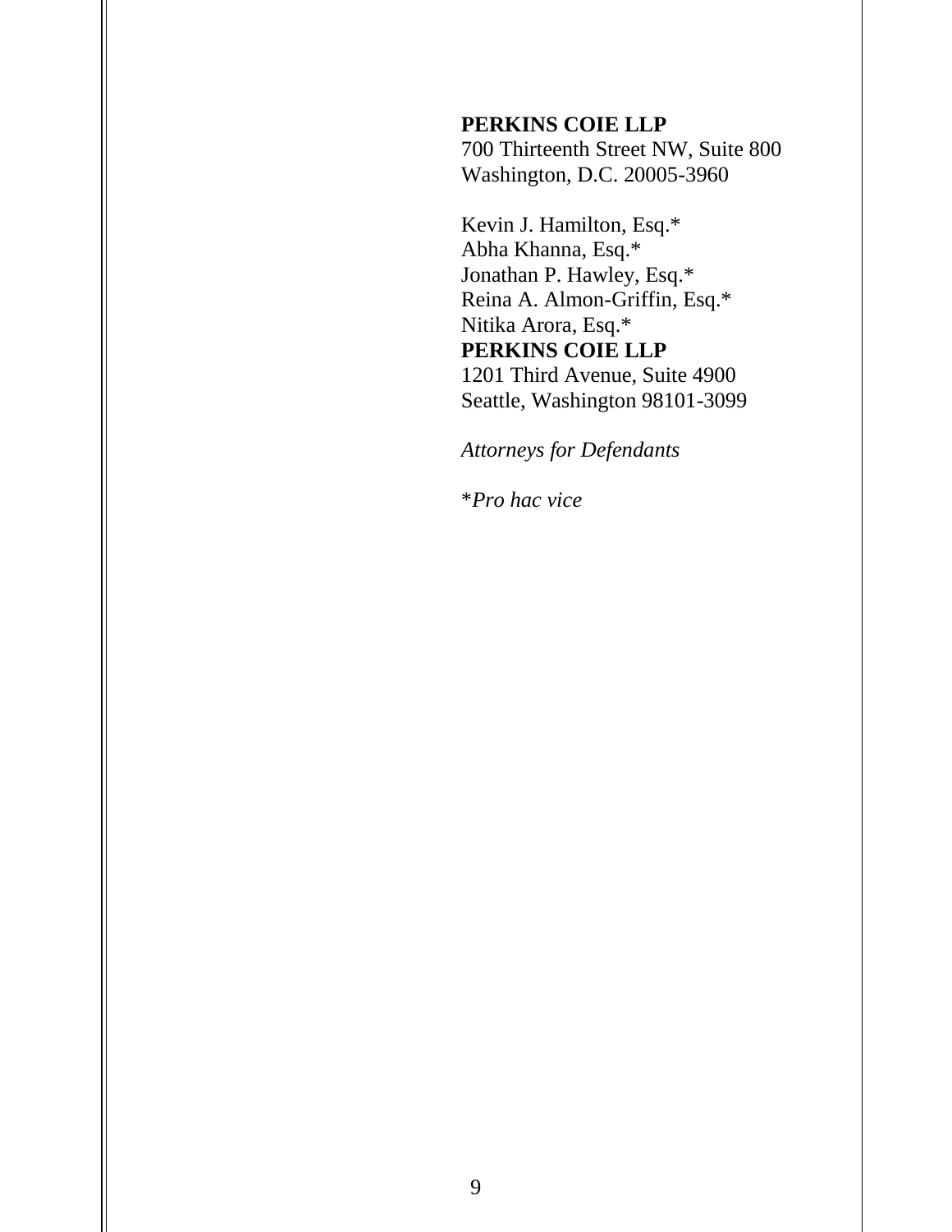**PERKINS COIE LLP**
700 Thirteenth Street NW, Suite 800
Washington, D.C. 20005-3960

Kevin J. Hamilton, Esq.*
Abha Khanna, Esq.*
Jonathan P. Hawley, Esq.*
Reina A. Almon-Griffin, Esq.*
Nitika Arora, Esq.*
**PERKINS COIE LLP**
1201 Third Avenue, Suite 4900
Seattle, Washington 98101-3099

*Attorneys for Defendants*

**Pro hac vice*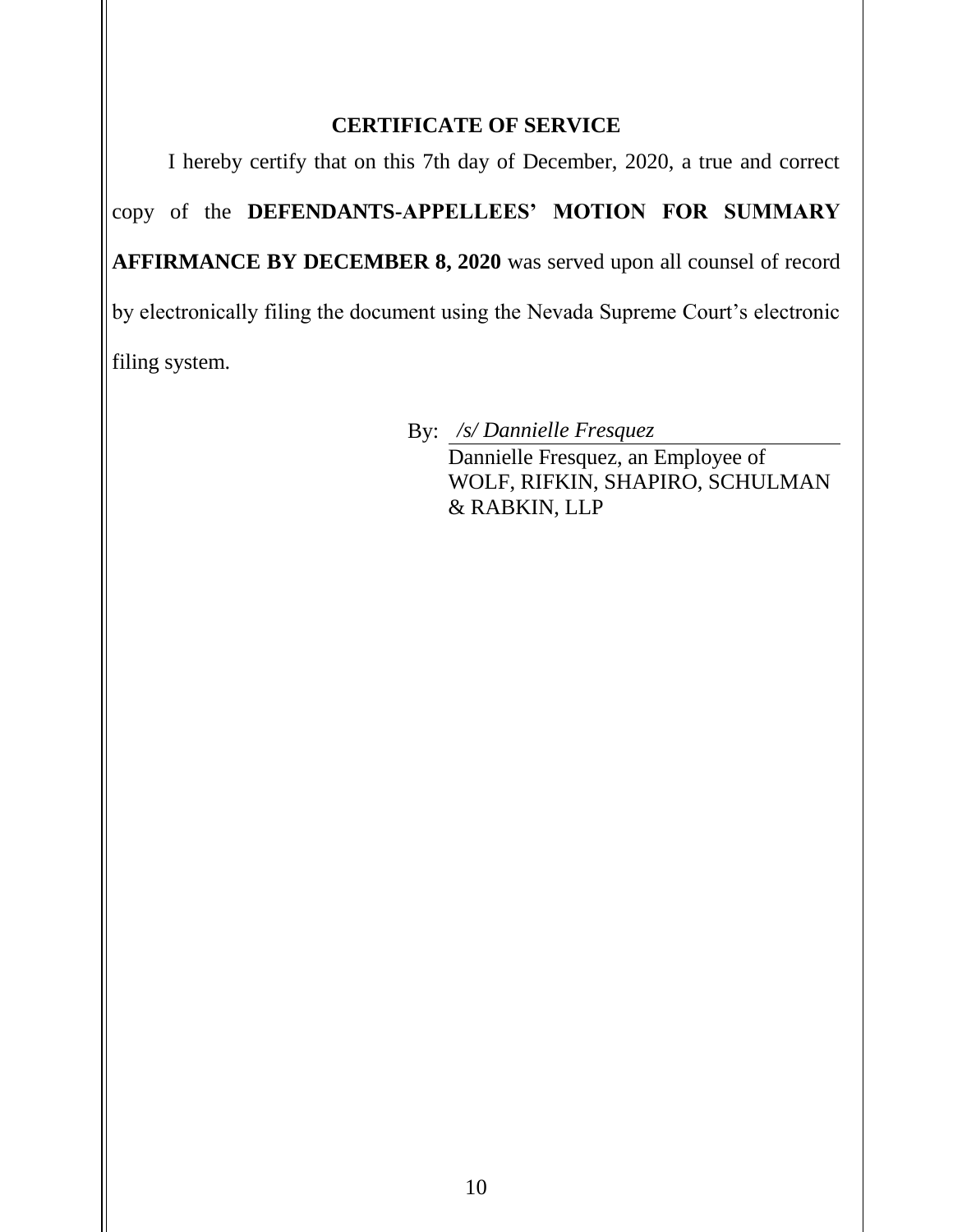## CERTIFICATE OF SERVICE

I hereby certify that on this 7th day of December, 2020, a true and correct copy of the **DEFENDANTS-APPELLEES' MOTION FOR SUMMARY AFFIRMANCE BY DECEMBER 8, 2020** was served upon all counsel of record by electronically filing the document using the Nevada Supreme Court's electronic filing system.

By: */s/ Dannielle Fresquez*
Dannielle Fresquez, an Employee of
WOLF, RIFKIN, SHAPIRO, SCHULMAN & RABKIN, LLP